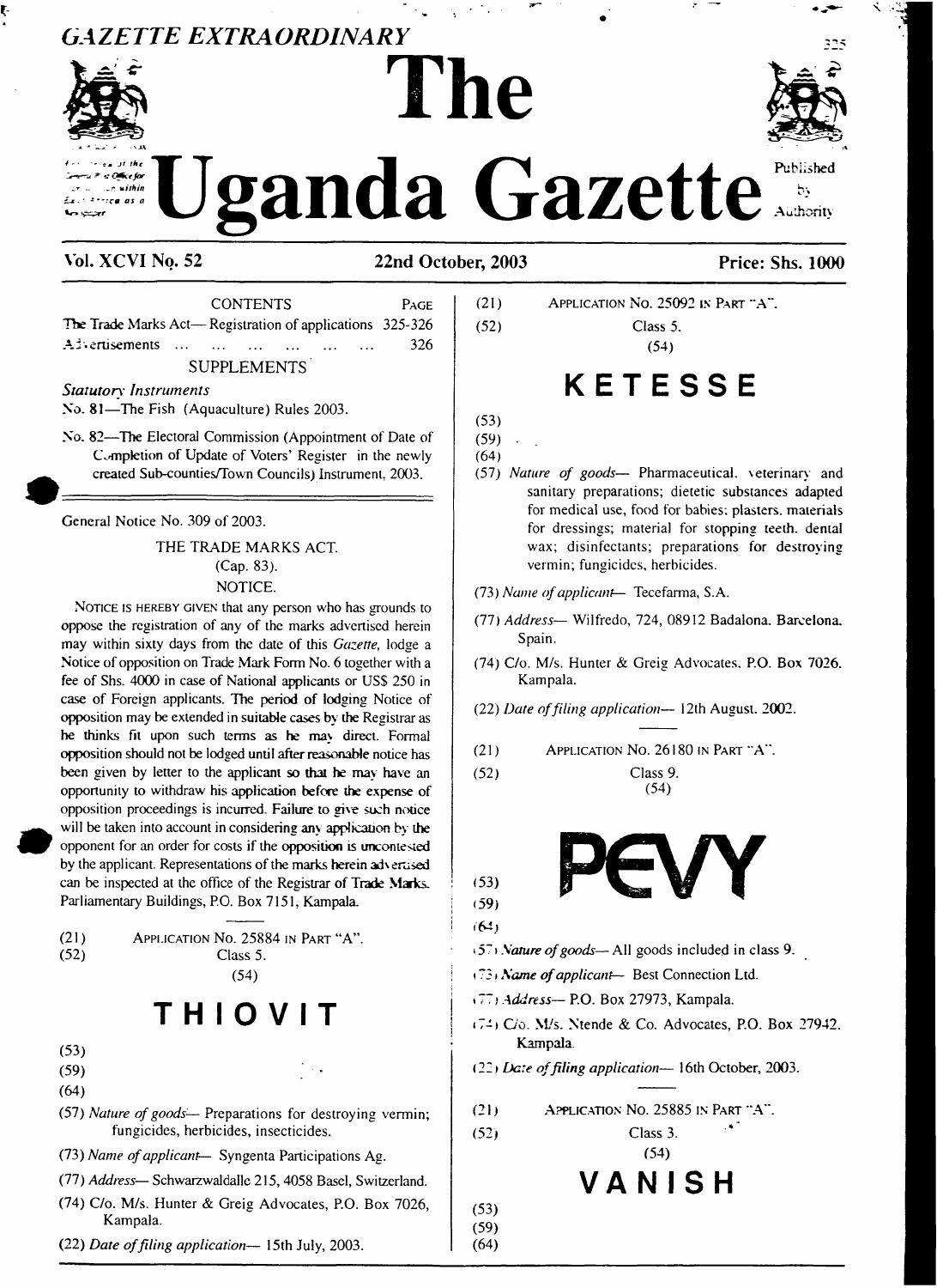*GAZETTE EXTRAORDINARY*

# The Uganda Gazette

Published by Authority

**Vol. XCVI No. 52** **22nd October, 2003** **Price: Shs. 1000**

CONTENTS PAGE

The Trade Marks Act— Registration of applications 325-326

Advertisements ... ... ... ... ... ... 326

SUPPLEMENTS

*Statutory Instruments*

No. 81—The Fish (Aquaculture) Rules 2003.

No. 82—The Electoral Commission (Appointment of Date of Completion of Update of Voters' Register in the newly created Sub-counties/Town Councils) Instrument, 2003.

---

General Notice No. 309 of 2003.

THE TRADE MARKS ACT.
(Cap. 83).
NOTICE.

NOTICE IS HEREBY GIVEN that any person who has grounds to oppose the registration of any of the marks advertised herein may within sixty days from the date of this *Gazette,* lodge a Notice of opposition on Trade Mark Form No. 6 together with a fee of Shs. 4000 in case of National applicants or US$ 250 in case of Foreign applicants. The period of lodging Notice of opposition may be extended in suitable cases by the Registrar as he thinks fit upon such terms as he may direct. Formal opposition should not be lodged until after reasonable notice has been given by letter to the applicant so that he may have an opportunity to withdraw his application before the expense of opposition proceedings is incurred. Failure to give such notice will be taken into account in considering any application by the opponent for an order for costs if the opposition is uncontested by the applicant. Representations of the marks herein advertised can be inspected at the office of the Registrar of Trade Marks, Parliamentary Buildings, P.O. Box 7151, Kampala.

---

(21) APPLICATION No. 25884 IN PART "A".

(52) Class 5.

(54)

## THIOVIT

(53)

(59)

(64)

(57) *Nature of goods*— Preparations for destroying vermin; fungicides, herbicides, insecticides.

(73) *Name of applicant*— Syngenta Participations Ag.

(77) *Address*— Schwarzwaldalle 215, 4058 Basel, Switzerland.

(74) C/o. M/s. Hunter & Greig Advocates, P.O. Box 7026, Kampala.

(22) *Date of filing application*— 15th July, 2003.

---

(21) APPLICATION No. 25092 IN PART "A".

(52) Class 5.

(54)

## KETESSE

(53)

(59)

(64)

(57) *Nature of goods*— Pharmaceutical, veterinary and sanitary preparations; dietetic substances adapted for medical use, food for babies; plasters, materials for dressings; material for stopping teeth, dental wax; disinfectants; preparations for destroying vermin; fungicides, herbicides.

(73) *Name of applicant*— Tecefarma, S.A.

(77) *Address*— Wilfredo, 724, 08912 Badalona, Barcelona, Spain.

(74) C/o. M/s. Hunter & Greig Advocates, P.O. Box 7026, Kampala.

(22) *Date of filing application*— 12th August, 2002.

---

(21) APPLICATION No. 26180 IN PART "A".

(52) Class 9.

(54)

## PEVY

(53)

(59)

(64)

(57) *Nature of goods*— All goods included in class 9.

(73) *Name of applicant*— Best Connection Ltd.

(77) *Address*— P.O. Box 27973, Kampala.

(74) C/o. M/s. Ntende & Co. Advocates, P.O. Box 27942, Kampala.

(22) *Date of filing application*— 16th October, 2003.

---

(21) APPLICATION No. 25885 IN PART "A".

(52) Class 3.

(54)

## VANISH

(53)

(59)

(64)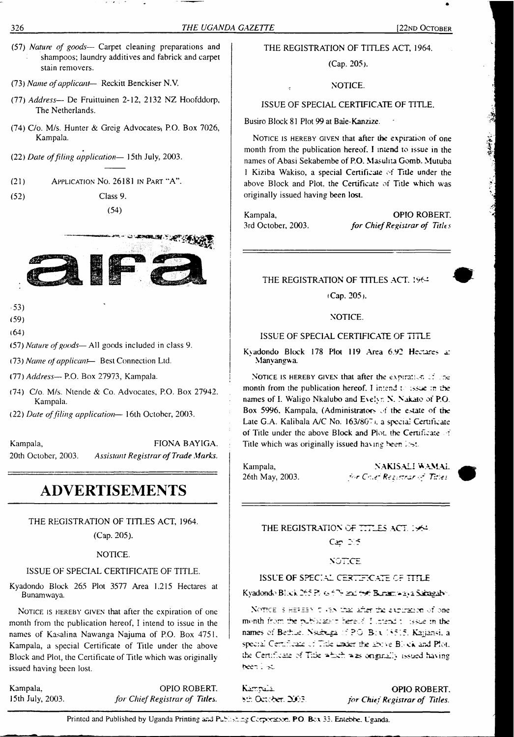(57) *Nature of goods*— Carpet cleaning preparations and shampoos; laundry additives and fabrick and carpet stain removers.

(73) *Name of applicant*— Reckitt Benckiser N.V.

(77) *Address*— De Fruittuinen 2-12, 2132 NZ Hoofddorp, The Netherlands.

(74) C/o. M/s. Hunter & Greig Advocates, P.O. Box 7026, Kampala.

(22) *Date of filing application*— 15th July, 2003.

(21) APPLICATION No. 26181 IN PART "A".

(52) Class 9.

(54)

aIFa

(53)

(59)

(64)

(57) *Nature of goods*— All goods included in class 9.

(73) *Name of applicant*— Best Connection Ltd.

(77) *Address*— P.O. Box 27973, Kampala.

(74) C/o. M/s. Ntende & Co. Advocates, P.O. Box 27942. Kampala.

(22) *Date of filing application*— 16th October, 2003.

Kampala, FIONA BAYIGA.
20th October, 2003. *Assistant Registrar of Trade Marks.*

# ADVERTISEMENTS

THE REGISTRATION OF TITLES ACT, 1964.

(Cap. 205).

NOTICE.

ISSUE OF SPECIAL CERTIFICATE OF TITLE.

Kyadondo Block 265 Plot 3577 Area 1.215 Hectares at Bunamwaya.

NOTICE IS HEREBY GIVEN that after the expiration of one month from the publication hereof, I intend to issue in the names of Kasalina Nawanga Najuma of P.O. Box 4751, Kampala, a special Certificate of Title under the above Block and Plot, the Certificate of Title which was originally issued having been lost.

Kampala, OPIO ROBERT.
15th July, 2003. *for Chief Registrar of Titles.*

THE REGISTRATION OF TITLES ACT, 1964.

(Cap. 205).

NOTICE.

ISSUE OF SPECIAL CERTIFICATE OF TITLE.

Busiro Block 81 Plot 99 at Baie-Kanzize.

NOTICE IS HEREBY GIVEN that after the expiration of one month from the publication hereof. I intend to issue in the names of Abasi Sekabembe of P.O. Masulita Gomb. Mutuba I Kiziba Wakiso, a special Certificate of Title under the above Block and Plot, the Certificate of Title which was originally issued having been lost.

Kampala, OPIO ROBERT.
3rd October, 2003. *for Chief Registrar of Titles*

THE REGISTRATION OF TITLES ACT. 1964.

(Cap. 205).

NOTICE.

ISSUE OF SPECIAL CERTIFICATE OF TITLE

Kyadondo Block 178 Plot 119 Area 6.92 Hectares at Manyangwa.

NOTICE IS HEREBY GIVEN that after the expiration of one month from the publication hereof. I intend to issue in the names of I. Waligo Nkalubo and Evelyn N. Nakato of P.O. Box 5996, Kampala, (Administrators of the estate of the Late G.A. Kalibala A/C No. 163/8071), a special Certificate of Title under the above Block and Plot, the Certificate of Title which was originally issued having been lost.

Kampala, NAKISALI WAMALA.
26th May, 2003. *for Chief Registrar of Titles*

THE REGISTRATION OF TITLES ACT. 1964.

Cap. 205

NOTICE.

ISSUE OF SPECIAL CERTIFICATE OF TITLE

Kyadondo Block 265 Plots 673 and 696 Bunamwaya Sabagabo.

NOTICE IS HEREBY GIVEN that after the expiration of one month from the publication hereof. I intend to issue in the names of Bethel Nsubuga of P.O. Box 15515, Kajjansi, a special Certificate of Title under the above Block and Plot, the Certificate of Title which was originally issued having been lost.

Kampala, OPIO ROBERT.
9th October, 2003. *for Chief Registrar of Titles.*

Printed and Published by Uganda Printing and Publishing Corporation, P.O. Box 33, Entebbe, Uganda.